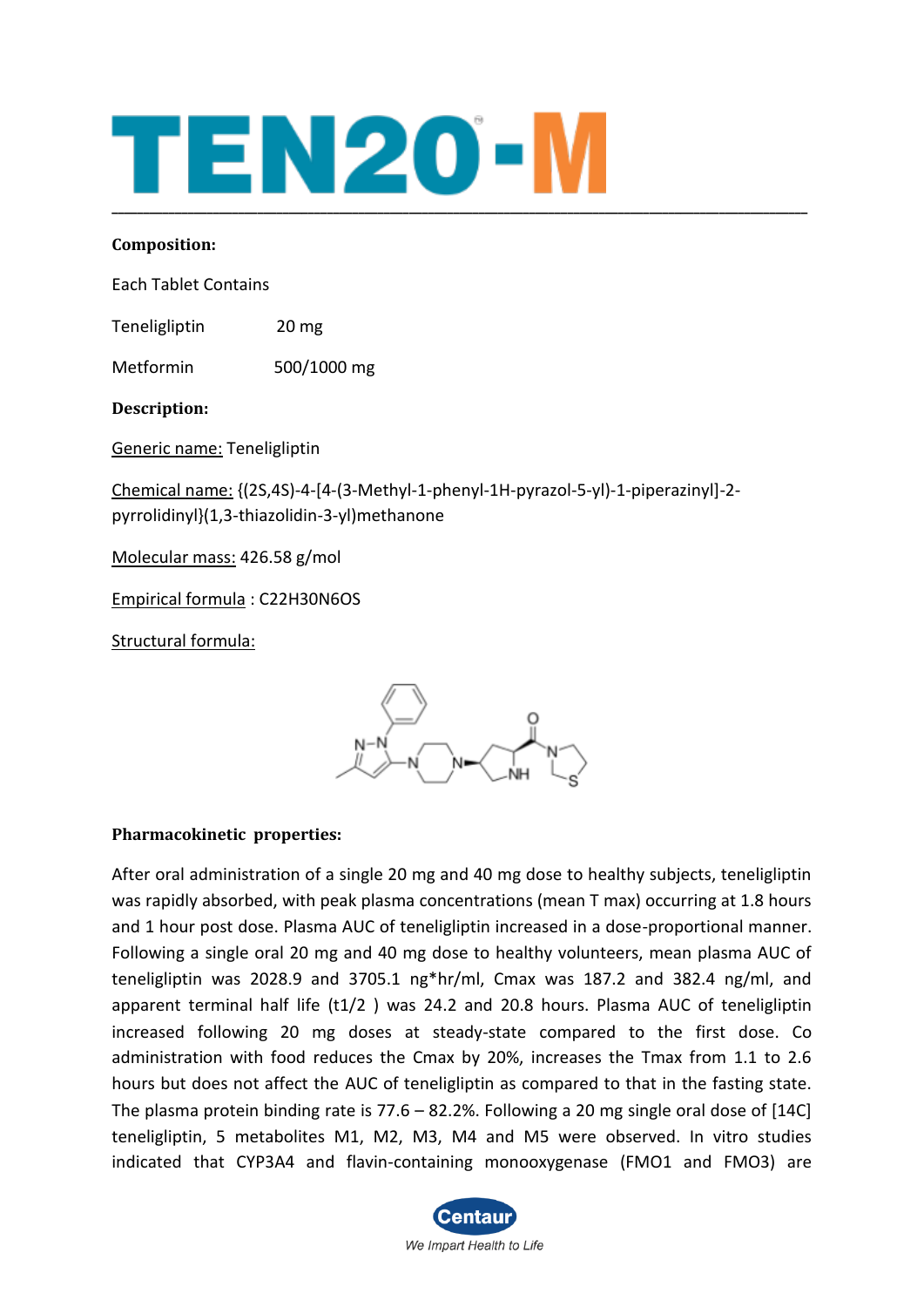# TEN20®-M

---

**Composition:**

Each Tablet Contains

| | |
|---|---|
| Teneligliptin | 20 mg |
| Metformin | 500/1000 mg |

**Description:**

Generic name: Teneligliptin

Chemical name: {(2S,4S)-4-[4-(3-Methyl-1-phenyl-1H-pyrazol-5-yl)-1-piperazinyl]-2-pyrrolidinyl}(1,3-thiazolidin-3-yl)methanone

Molecular mass: 426.58 g/mol

Empirical formula : $C_{22}H_{30}N_6OS$

Structural formula:

**Pharmacokinetic properties:**

After oral administration of a single 20 mg and 40 mg dose to healthy subjects, teneligliptin was rapidly absorbed, with peak plasma concentrations (mean T max) occurring at 1.8 hours and 1 hour post dose. Plasma AUC of teneligliptin increased in a dose-proportional manner. Following a single oral 20 mg and 40 mg dose to healthy volunteers, mean plasma AUC of teneligliptin was 2028.9 and 3705.1 ng*hr/ml, Cmax was 187.2 and 382.4 ng/ml, and apparent terminal half life ($t_{1/2}$ ) was 24.2 and 20.8 hours. Plasma AUC of teneligliptin increased following 20 mg doses at steady-state compared to the first dose. Co administration with food reduces the Cmax by 20%, increases the Tmax from 1.1 to 2.6 hours but does not affect the AUC of teneligliptin as compared to that in the fasting state. The plasma protein binding rate is 77.6 – 82.2%. Following a 20 mg single oral dose of [14C] teneligliptin, 5 metabolites M1, M2, M3, M4 and M5 were observed. In vitro studies indicated that CYP3A4 and flavin-containing monooxygenase (FMO1 and FMO3) are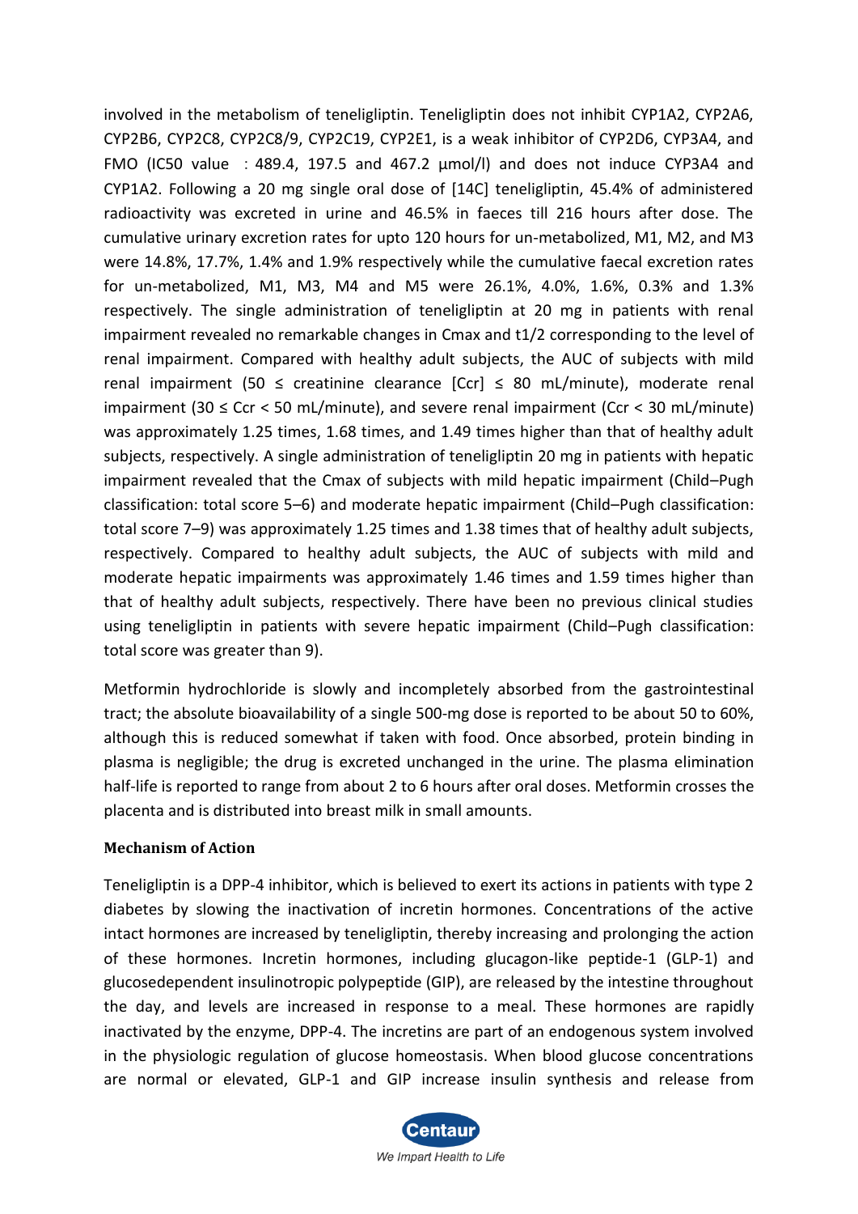involved in the metabolism of teneligliptin. Teneligliptin does not inhibit CYP1A2, CYP2A6, CYP2B6, CYP2C8, CYP2C8/9, CYP2C19, CYP2E1, is a weak inhibitor of CYP2D6, CYP3A4, and FMO (IC50 value : 489.4, 197.5 and 467.2 µmol/l) and does not induce CYP3A4 and CYP1A2. Following a 20 mg single oral dose of [14C] teneligliptin, 45.4% of administered radioactivity was excreted in urine and 46.5% in faeces till 216 hours after dose. The cumulative urinary excretion rates for upto 120 hours for un-metabolized, M1, M2, and M3 were 14.8%, 17.7%, 1.4% and 1.9% respectively while the cumulative faecal excretion rates for un-metabolized, M1, M3, M4 and M5 were 26.1%, 4.0%, 1.6%, 0.3% and 1.3% respectively. The single administration of teneligliptin at 20 mg in patients with renal impairment revealed no remarkable changes in Cmax and t1/2 corresponding to the level of renal impairment. Compared with healthy adult subjects, the AUC of subjects with mild renal impairment (50 ≤ creatinine clearance [Ccr] ≤ 80 mL/minute), moderate renal impairment (30 ≤ Ccr < 50 mL/minute), and severe renal impairment (Ccr < 30 mL/minute) was approximately 1.25 times, 1.68 times, and 1.49 times higher than that of healthy adult subjects, respectively. A single administration of teneligliptin 20 mg in patients with hepatic impairment revealed that the Cmax of subjects with mild hepatic impairment (Child–Pugh classification: total score 5–6) and moderate hepatic impairment (Child–Pugh classification: total score 7–9) was approximately 1.25 times and 1.38 times that of healthy adult subjects, respectively. Compared to healthy adult subjects, the AUC of subjects with mild and moderate hepatic impairments was approximately 1.46 times and 1.59 times higher than that of healthy adult subjects, respectively. There have been no previous clinical studies using teneligliptin in patients with severe hepatic impairment (Child–Pugh classification: total score was greater than 9).

Metformin hydrochloride is slowly and incompletely absorbed from the gastrointestinal tract; the absolute bioavailability of a single 500-mg dose is reported to be about 50 to 60%, although this is reduced somewhat if taken with food. Once absorbed, protein binding in plasma is negligible; the drug is excreted unchanged in the urine. The plasma elimination half-life is reported to range from about 2 to 6 hours after oral doses. Metformin crosses the placenta and is distributed into breast milk in small amounts.

**Mechanism of Action**

Teneligliptin is a DPP-4 inhibitor, which is believed to exert its actions in patients with type 2 diabetes by slowing the inactivation of incretin hormones. Concentrations of the active intact hormones are increased by teneligliptin, thereby increasing and prolonging the action of these hormones. Incretin hormones, including glucagon-like peptide-1 (GLP-1) and glucosedependent insulinotropic polypeptide (GIP), are released by the intestine throughout the day, and levels are increased in response to a meal. These hormones are rapidly inactivated by the enzyme, DPP-4. The incretins are part of an endogenous system involved in the physiologic regulation of glucose homeostasis. When blood glucose concentrations are normal or elevated, GLP-1 and GIP increase insulin synthesis and release from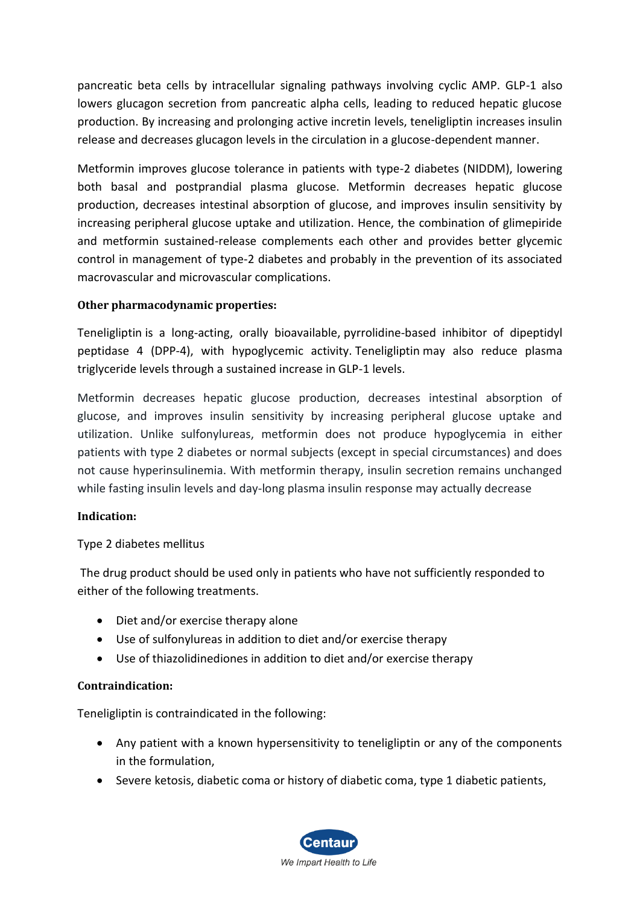pancreatic beta cells by intracellular signaling pathways involving cyclic AMP. GLP-1 also lowers glucagon secretion from pancreatic alpha cells, leading to reduced hepatic glucose production. By increasing and prolonging active incretin levels, teneligliptin increases insulin release and decreases glucagon levels in the circulation in a glucose-dependent manner.

Metformin improves glucose tolerance in patients with type-2 diabetes (NIDDM), lowering both basal and postprandial plasma glucose. Metformin decreases hepatic glucose production, decreases intestinal absorption of glucose, and improves insulin sensitivity by increasing peripheral glucose uptake and utilization. Hence, the combination of glimepiride and metformin sustained-release complements each other and provides better glycemic control in management of type-2 diabetes and probably in the prevention of its associated macrovascular and microvascular complications.

**Other pharmacodynamic properties:**

Teneligliptin is a long-acting, orally bioavailable, pyrrolidine-based inhibitor of dipeptidyl peptidase 4 (DPP-4), with hypoglycemic activity. Teneligliptin may also reduce plasma triglyceride levels through a sustained increase in GLP-1 levels.

Metformin decreases hepatic glucose production, decreases intestinal absorption of glucose, and improves insulin sensitivity by increasing peripheral glucose uptake and utilization. Unlike sulfonylureas, metformin does not produce hypoglycemia in either patients with type 2 diabetes or normal subjects (except in special circumstances) and does not cause hyperinsulinemia. With metformin therapy, insulin secretion remains unchanged while fasting insulin levels and day-long plasma insulin response may actually decrease

**Indication:**

Type 2 diabetes mellitus

The drug product should be used only in patients who have not sufficiently responded to either of the following treatments.

- Diet and/or exercise therapy alone
- Use of sulfonylureas in addition to diet and/or exercise therapy
- Use of thiazolidinediones in addition to diet and/or exercise therapy

**Contraindication:**

Teneligliptin is contraindicated in the following:

- Any patient with a known hypersensitivity to teneligliptin or any of the components in the formulation,
- Severe ketosis, diabetic coma or history of diabetic coma, type 1 diabetic patients,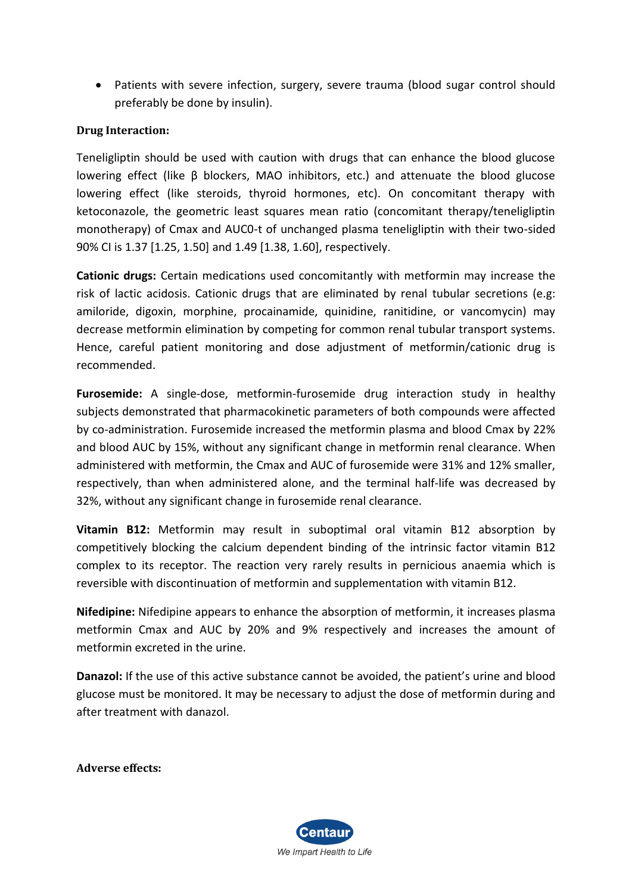- Patients with severe infection, surgery, severe trauma (blood sugar control should preferably be done by insulin).

**Drug Interaction:**

Teneligliptin should be used with caution with drugs that can enhance the blood glucose lowering effect (like β blockers, MAO inhibitors, etc.) and attenuate the blood glucose lowering effect (like steroids, thyroid hormones, etc). On concomitant therapy with ketoconazole, the geometric least squares mean ratio (concomitant therapy/teneligliptin monotherapy) of $C_{max}$ and $AUC_{0-t}$ of unchanged plasma teneligliptin with their two-sided 90% CI is 1.37 [1.25, 1.50] and 1.49 [1.38, 1.60], respectively.

**Cationic drugs:** Certain medications used concomitantly with metformin may increase the risk of lactic acidosis. Cationic drugs that are eliminated by renal tubular secretions (e.g: amiloride, digoxin, morphine, procainamide, quinidine, ranitidine, or vancomycin) may decrease metformin elimination by competing for common renal tubular transport systems. Hence, careful patient monitoring and dose adjustment of metformin/cationic drug is recommended.

**Furosemide:** A single-dose, metformin-furosemide drug interaction study in healthy subjects demonstrated that pharmacokinetic parameters of both compounds were affected by co-administration. Furosemide increased the metformin plasma and blood Cmax by 22% and blood AUC by 15%, without any significant change in metformin renal clearance. When administered with metformin, the Cmax and AUC of furosemide were 31% and 12% smaller, respectively, than when administered alone, and the terminal half-life was decreased by 32%, without any significant change in furosemide renal clearance.

**Vitamin B12:** Metformin may result in suboptimal oral vitamin B12 absorption by competitively blocking the calcium dependent binding of the intrinsic factor vitamin B12 complex to its receptor. The reaction very rarely results in pernicious anaemia which is reversible with discontinuation of metformin and supplementation with vitamin B12.

**Nifedipine:** Nifedipine appears to enhance the absorption of metformin, it increases plasma metformin Cmax and AUC by 20% and 9% respectively and increases the amount of metformin excreted in the urine.

**Danazol:** If the use of this active substance cannot be avoided, the patient's urine and blood glucose must be monitored. It may be necessary to adjust the dose of metformin during and after treatment with danazol.

**Adverse effects:**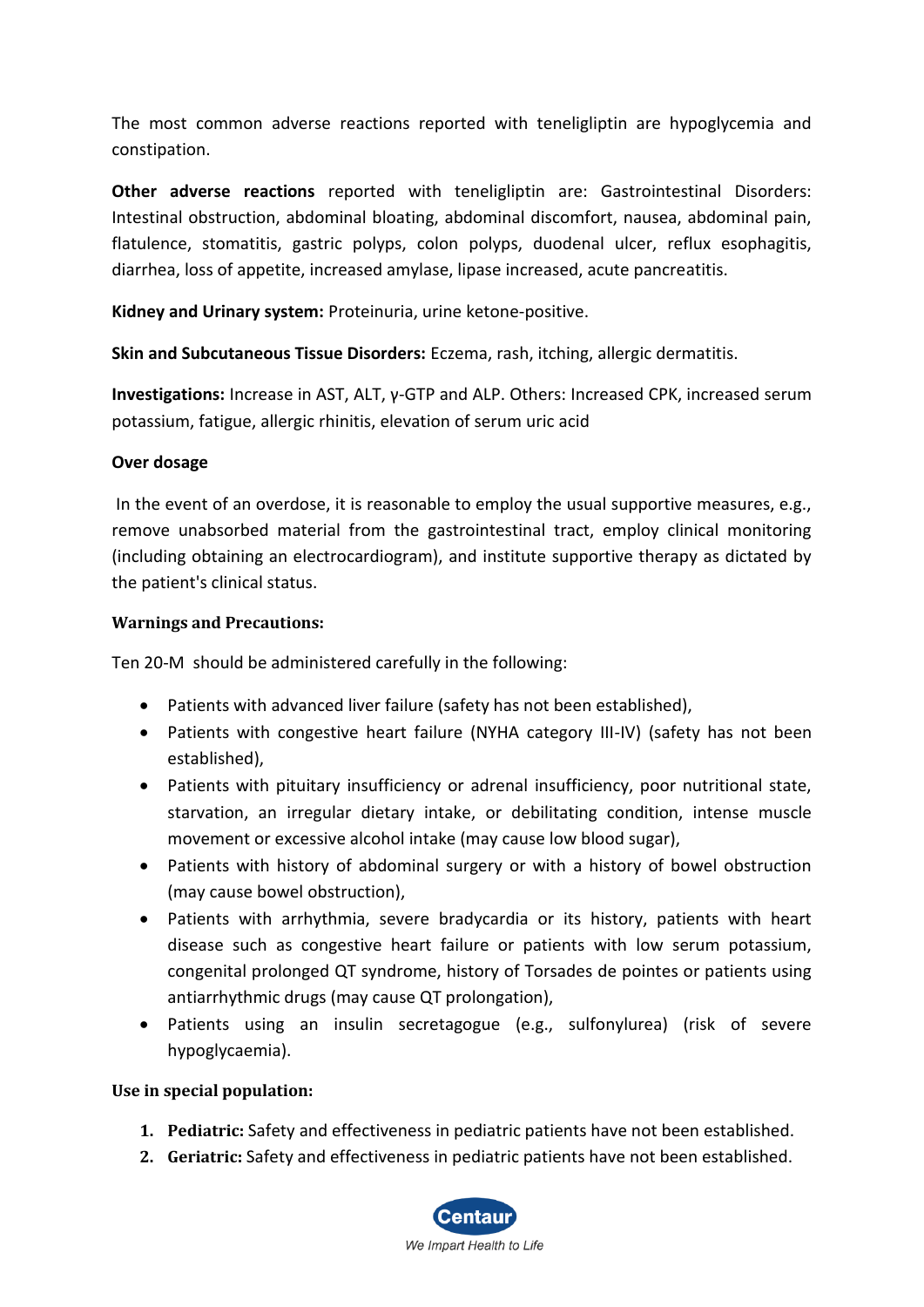The most common adverse reactions reported with teneligliptin are hypoglycemia and constipation.

**Other adverse reactions** reported with teneligliptin are: Gastrointestinal Disorders: Intestinal obstruction, abdominal bloating, abdominal discomfort, nausea, abdominal pain, flatulence, stomatitis, gastric polyps, colon polyps, duodenal ulcer, reflux esophagitis, diarrhea, loss of appetite, increased amylase, lipase increased, acute pancreatitis.

**Kidney and Urinary system:** Proteinuria, urine ketone-positive.

**Skin and Subcutaneous Tissue Disorders:** Eczema, rash, itching, allergic dermatitis.

**Investigations:** Increase in AST, ALT, γ-GTP and ALP. Others: Increased CPK, increased serum potassium, fatigue, allergic rhinitis, elevation of serum uric acid

**Over dosage**

In the event of an overdose, it is reasonable to employ the usual supportive measures, e.g., remove unabsorbed material from the gastrointestinal tract, employ clinical monitoring (including obtaining an electrocardiogram), and institute supportive therapy as dictated by the patient's clinical status.

**Warnings and Precautions:**

Ten 20-M should be administered carefully in the following:

- Patients with advanced liver failure (safety has not been established),
- Patients with congestive heart failure (NYHA category III-IV) (safety has not been established),
- Patients with pituitary insufficiency or adrenal insufficiency, poor nutritional state, starvation, an irregular dietary intake, or debilitating condition, intense muscle movement or excessive alcohol intake (may cause low blood sugar),
- Patients with history of abdominal surgery or with a history of bowel obstruction (may cause bowel obstruction),
- Patients with arrhythmia, severe bradycardia or its history, patients with heart disease such as congestive heart failure or patients with low serum potassium, congenital prolonged QT syndrome, history of Torsades de pointes or patients using antiarrhythmic drugs (may cause QT prolongation),
- Patients using an insulin secretagogue (e.g., sulfonylurea) (risk of severe hypoglycaemia).

**Use in special population:**

1. **Pediatric:** Safety and effectiveness in pediatric patients have not been established.
2. **Geriatric:** Safety and effectiveness in pediatric patients have not been established.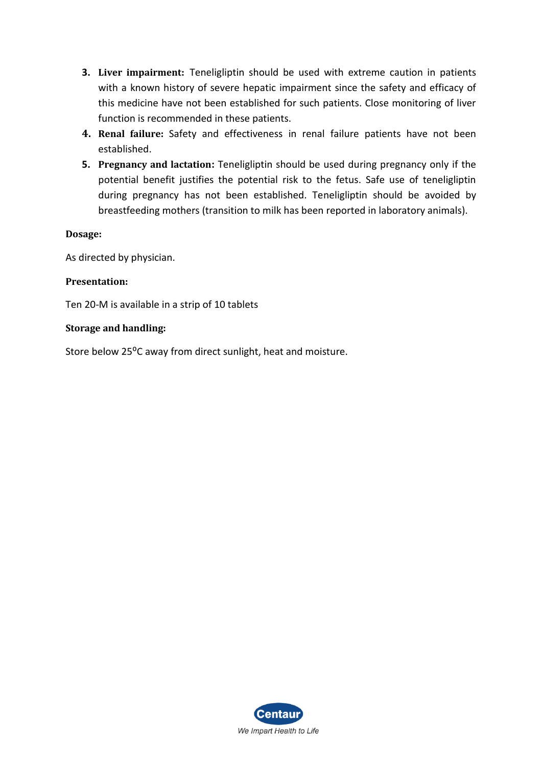3. **Liver impairment:** Teneligliptin should be used with extreme caution in patients with a known history of severe hepatic impairment since the safety and efficacy of this medicine have not been established for such patients. Close monitoring of liver function is recommended in these patients.
4. **Renal failure:** Safety and effectiveness in renal failure patients have not been established.
5. **Pregnancy and lactation:** Teneligliptin should be used during pregnancy only if the potential benefit justifies the potential risk to the fetus. Safe use of teneligliptin during pregnancy has not been established. Teneligliptin should be avoided by breastfeeding mothers (transition to milk has been reported in laboratory animals).

**Dosage:**

As directed by physician.

**Presentation:**

Ten 20-M is available in a strip of 10 tablets

**Storage and handling:**

Store below 25$^{o}$C away from direct sunlight, heat and moisture.

Centaur
We Impart Health to Life